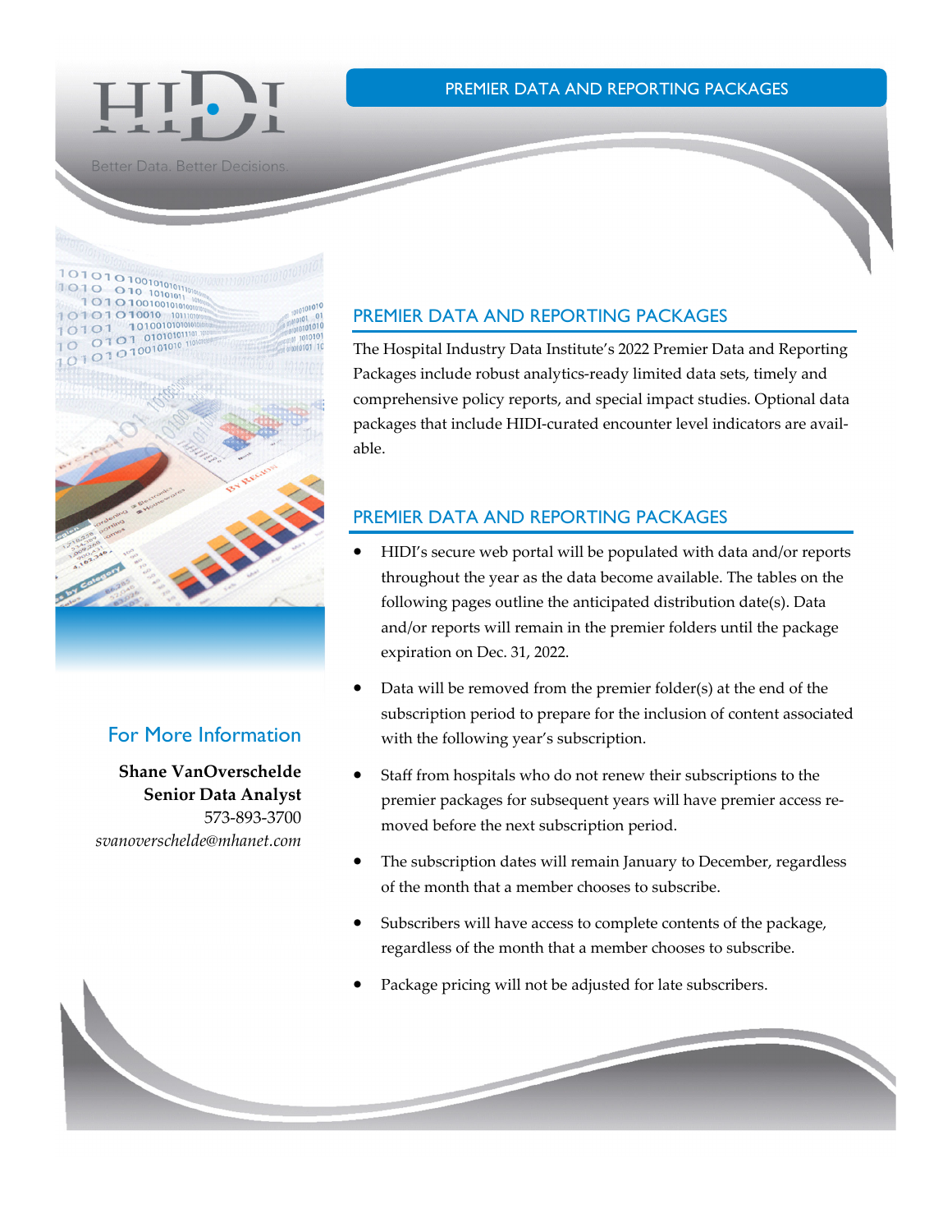HIDI

Better Data. Better Decisions.

# PREMIER DATA AND REPORTING PACKAGES

## PREMIER DATA AND REPORTING PACKAGES

The Hospital Industry Data Institute's 2022 Premier Data and Reporting Packages include robust analytics-ready limited data sets, timely and comprehensive policy reports, and special impact studies. Optional data packages that include HIDI-curated encounter level indicators are available.

## PREMIER DATA AND REPORTING PACKAGES

- HIDI's secure web portal will be populated with data and/or reports throughout the year as the data become available. The tables on the following pages outline the anticipated distribution date(s). Data and/or reports will remain in the premier folders until the package expiration on Dec. 31, 2022.
- Data will be removed from the premier folder(s) at the end of the subscription period to prepare for the inclusion of content associated with the following year's subscription.
- Staff from hospitals who do not renew their subscriptions to the premier packages for subsequent years will have premier access removed before the next subscription period.
- The subscription dates will remain January to December, regardless of the month that a member chooses to subscribe.
- Subscribers will have access to complete contents of the package, regardless of the month that a member chooses to subscribe.
- Package pricing will not be adjusted for late subscribers.

## For More Information

**Shane VanOverschelde**
**Senior Data Analyst**
573-893-3700
*svanoverschelde@mhanet.com*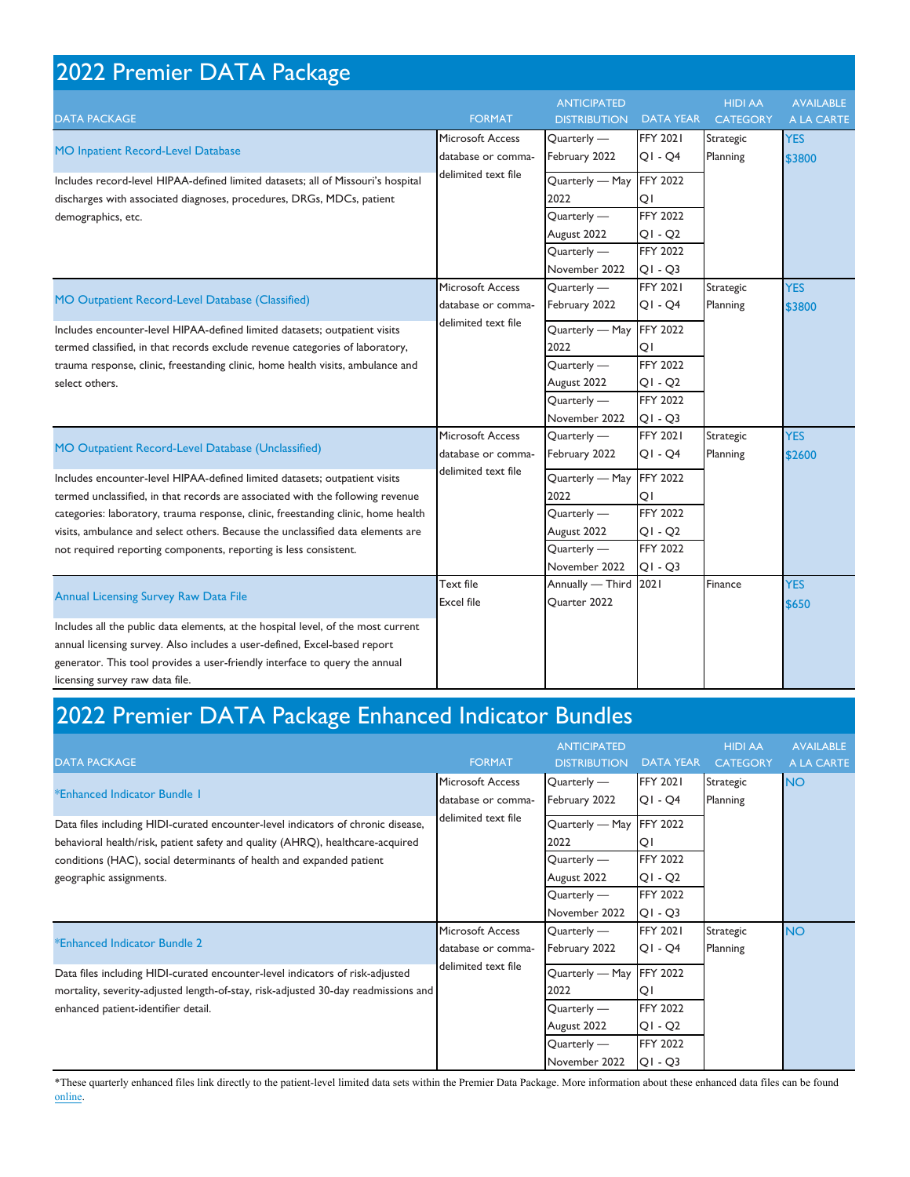# 2022 Premier DATA Package

| DATA PACKAGE | FORMAT | ANTICIPATED DISTRIBUTION | DATA YEAR | HIDI AA CATEGORY | AVAILABLE A LA CARTE |
|---|---|---|---|---|---|
| **MO Inpatient Record-Level Database**<br>Includes record-level HIPAA-defined limited datasets; all of Missouri's hospital discharges with associated diagnoses, procedures, DRGs, MDCs, patient demographics, etc. | Microsoft Access database or comma-delimited text file | Quarterly — February 2022 | FFY 2021 Q1 - Q4 | Strategic Planning | YES $3800 |
| | | Quarterly — May 2022 | FFY 2022 Q1 | | |
| | | Quarterly — August 2022 | FFY 2022 Q1 - Q2 | | |
| | | Quarterly — November 2022 | FFY 2022 Q1 - Q3 | | |
| **MO Outpatient Record-Level Database (Classified)**<br>Includes encounter-level HIPAA-defined limited datasets; outpatient visits termed classified, in that records exclude revenue categories of laboratory, trauma response, clinic, freestanding clinic, home health visits, ambulance and select others. | Microsoft Access database or comma-delimited text file | Quarterly — February 2022 | FFY 2021 Q1 - Q4 | Strategic Planning | YES $3800 |
| | | Quarterly — May 2022 | FFY 2022 Q1 | | |
| | | Quarterly — August 2022 | FFY 2022 Q1 - Q2 | | |
| | | Quarterly — November 2022 | FFY 2022 Q1 - Q3 | | |
| **MO Outpatient Record-Level Database (Unclassified)**<br>Includes encounter-level HIPAA-defined limited datasets; outpatient visits termed unclassified, in that records are associated with the following revenue categories: laboratory, trauma response, clinic, freestanding clinic, home health visits, ambulance and select others. Because the unclassified data elements are not required reporting components, reporting is less consistent. | Microsoft Access database or comma-delimited text file | Quarterly — February 2022 | FFY 2021 Q1 - Q4 | Strategic Planning | YES $2600 |
| | | Quarterly — May 2022 | FFY 2022 Q1 | | |
| | | Quarterly — August 2022 | FFY 2022 Q1 - Q2 | | |
| | | Quarterly — November 2022 | FFY 2022 Q1 - Q3 | | |
| **Annual Licensing Survey Raw Data File**<br>Includes all the public data elements, at the hospital level, of the most current annual licensing survey. Also includes a user-defined, Excel-based report generator. This tool provides a user-friendly interface to query the annual licensing survey raw data file. | Text file<br>Excel file | Annually — Third Quarter 2022 | 2021 | Finance | YES $650 |

# 2022 Premier DATA Package Enhanced Indicator Bundles

| DATA PACKAGE | FORMAT | ANTICIPATED DISTRIBUTION | DATA YEAR | HIDI AA CATEGORY | AVAILABLE A LA CARTE |
|---|---|---|---|---|---|
| **\*Enhanced Indicator Bundle 1**<br>Data files including HIDI-curated encounter-level indicators of chronic disease, behavioral health/risk, patient safety and quality (AHRQ), healthcare-acquired conditions (HAC), social determinants of health and expanded patient geographic assignments. | Microsoft Access database or comma-delimited text file | Quarterly — February 2022 | FFY 2021 Q1 - Q4 | Strategic Planning | NO |
| | | Quarterly — May 2022 | FFY 2022 Q1 | | |
| | | Quarterly — August 2022 | FFY 2022 Q1 - Q2 | | |
| | | Quarterly — November 2022 | FFY 2022 Q1 - Q3 | | |
| **\*Enhanced Indicator Bundle 2**<br>Data files including HIDI-curated encounter-level indicators of risk-adjusted mortality, severity-adjusted length-of-stay, risk-adjusted 30-day readmissions and enhanced patient-identifier detail. | Microsoft Access database or comma-delimited text file | Quarterly — February 2022 | FFY 2021 Q1 - Q4 | Strategic Planning | NO |
| | | Quarterly — May 2022 | FFY 2022 Q1 | | |
| | | Quarterly — August 2022 | FFY 2022 Q1 - Q2 | | |
| | | Quarterly — November 2022 | FFY 2022 Q1 - Q3 | | |

*These quarterly enhanced files link directly to the patient-level limited data sets within the Premier Data Package. More information about these enhanced data files can be found online.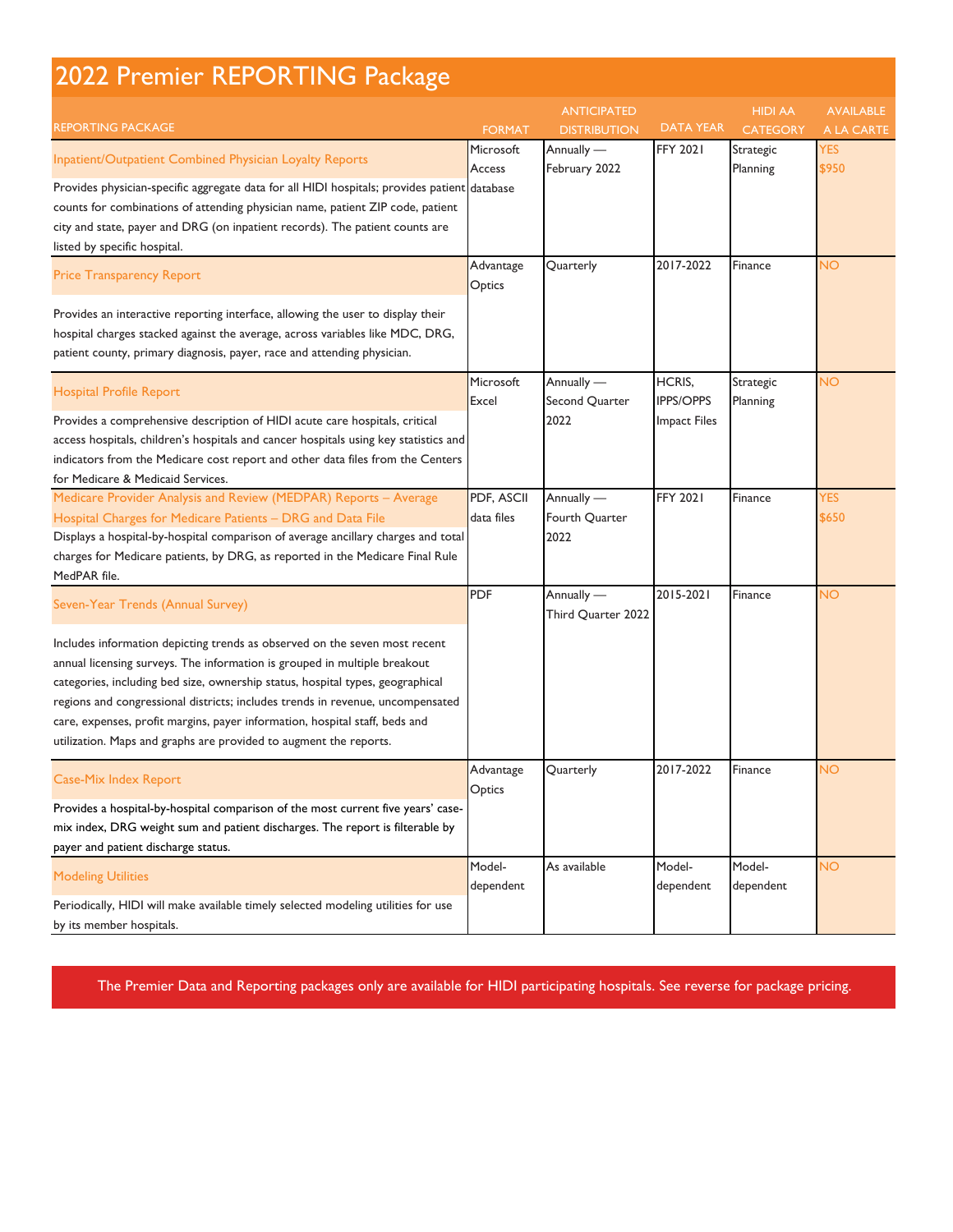# 2022 Premier REPORTING Package

| REPORTING PACKAGE | FORMAT | ANTICIPATED DISTRIBUTION | DATA YEAR | HIDI AA CATEGORY | AVAILABLE A LA CARTE |
|---|---|---|---|---|---|
| **Inpatient/Outpatient Combined Physician Loyalty Reports** Provides physician-specific aggregate data for all HIDI hospitals; provides patient counts for combinations of attending physician name, patient ZIP code, patient city and state, payer and DRG (on inpatient records). The patient counts are listed by specific hospital. | Microsoft Access database | Annually — February 2022 | FFY 2021 | Strategic Planning | YES $950 |
| **Price Transparency Report** Provides an interactive reporting interface, allowing the user to display their hospital charges stacked against the average, across variables like MDC, DRG, patient county, primary diagnosis, payer, race and attending physician. | Advantage Optics | Quarterly | 2017-2022 | Finance | NO |
| **Hospital Profile Report** Provides a comprehensive description of HIDI acute care hospitals, critical access hospitals, children's hospitals and cancer hospitals using key statistics and indicators from the Medicare cost report and other data files from the Centers for Medicare & Medicaid Services. | Microsoft Excel | Annually — Second Quarter 2022 | HCRIS, IPPS/OPPS Impact Files | Strategic Planning | NO |
| **Medicare Provider Analysis and Review (MEDPAR) Reports – Average Hospital Charges for Medicare Patients – DRG and Data File** Displays a hospital-by-hospital comparison of average ancillary charges and total charges for Medicare patients, by DRG, as reported in the Medicare Final Rule MedPAR file. | PDF, ASCII data files | Annually — Fourth Quarter 2022 | FFY 2021 | Finance | YES $650 |
| **Seven-Year Trends (Annual Survey)** Includes information depicting trends as observed on the seven most recent annual licensing surveys. The information is grouped in multiple breakout categories, including bed size, ownership status, hospital types, geographical regions and congressional districts; includes trends in revenue, uncompensated care, expenses, profit margins, payer information, hospital staff, beds and utilization. Maps and graphs are provided to augment the reports. | PDF | Annually — Third Quarter 2022 | 2015-2021 | Finance | NO |
| **Case-Mix Index Report** Provides a hospital-by-hospital comparison of the most current five years' case-mix index, DRG weight sum and patient discharges. The report is filterable by payer and patient discharge status. | Advantage Optics | Quarterly | 2017-2022 | Finance | NO |
| **Modeling Utilities** Periodically, HIDI will make available timely selected modeling utilities for use by its member hospitals. | Model-dependent | As available | Model-dependent | Model-dependent | NO |

The Premier Data and Reporting packages only are available for HIDI participating hospitals. See reverse for package pricing.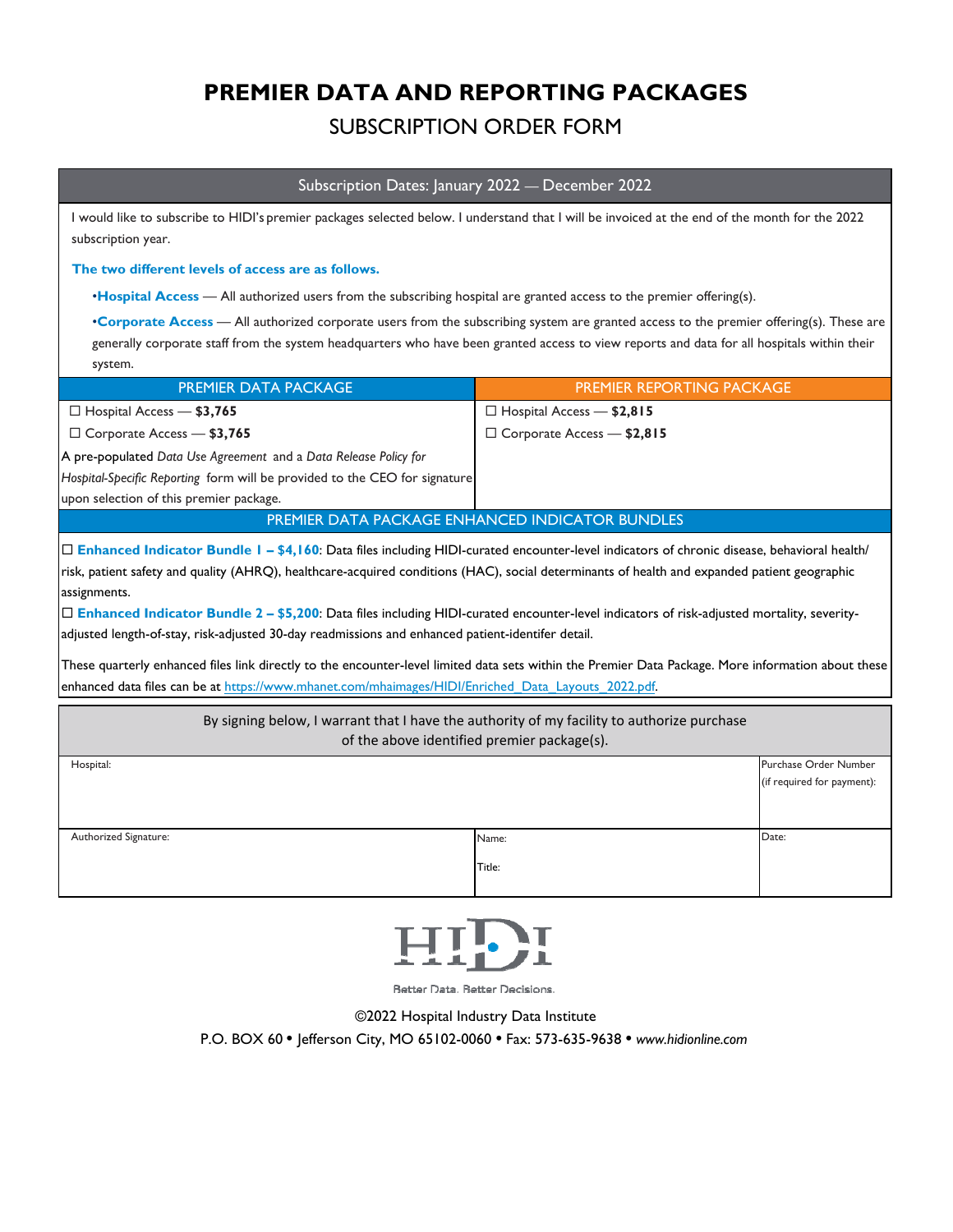# PREMIER DATA AND REPORTING PACKAGES

## SUBSCRIPTION ORDER FORM

**Subscription Dates: January 2022 — December 2022**

I would like to subscribe to HIDI's premier packages selected below. I understand that I will be invoiced at the end of the month for the 2022 subscription year.

**The two different levels of access are as follows.**

- **Hospital Access** — All authorized users from the subscribing hospital are granted access to the premier offering(s).
- **Corporate Access** — All authorized corporate users from the subscribing system are granted access to the premier offering(s). These are generally corporate staff from the system headquarters who have been granted access to view reports and data for all hospitals within their system.

| PREMIER DATA PACKAGE | PREMIER REPORTING PACKAGE |
|---|---|
| ☐ Hospital Access — **$3,765** | ☐ Hospital Access — **$2,815** |
| ☐ Corporate Access — **$3,765** | ☐ Corporate Access — **$2,815** |
| A pre-populated *Data Use Agreement* and a *Data Release Policy for Hospital-Specific Reporting* form will be provided to the CEO for signature upon selection of this premier package. | |

**PREMIER DATA PACKAGE ENHANCED INDICATOR BUNDLES**

☐ **Enhanced Indicator Bundle 1 – $4,160**: Data files including HIDI-curated encounter-level indicators of chronic disease, behavioral health/risk, patient safety and quality (AHRQ), healthcare-acquired conditions (HAC), social determinants of health and expanded patient geographic assignments.

☐ **Enhanced Indicator Bundle 2 – $5,200**: Data files including HIDI-curated encounter-level indicators of risk-adjusted mortality, severity-adjusted length-of-stay, risk-adjusted 30-day readmissions and enhanced patient-identifer detail.

These quarterly enhanced files link directly to the encounter-level limited data sets within the Premier Data Package. More information about these enhanced data files can be at https://www.mhanet.com/mhaimages/HIDI/Enriched_Data_Layouts_2022.pdf.

By signing below, I warrant that I have the authority of my facility to authorize purchase of the above identified premier package(s).

| Hospital: | | Purchase Order Number (if required for payment): |
|---|---|---|
| Authorized Signature: | Name:<br>Title: | Date: |

HIDI

Better Data. Better Decisions.

©2022 Hospital Industry Data Institute

P.O. BOX 60 • Jefferson City, MO 65102-0060 • Fax: 573-635-9638 • *www.hidionline.com*